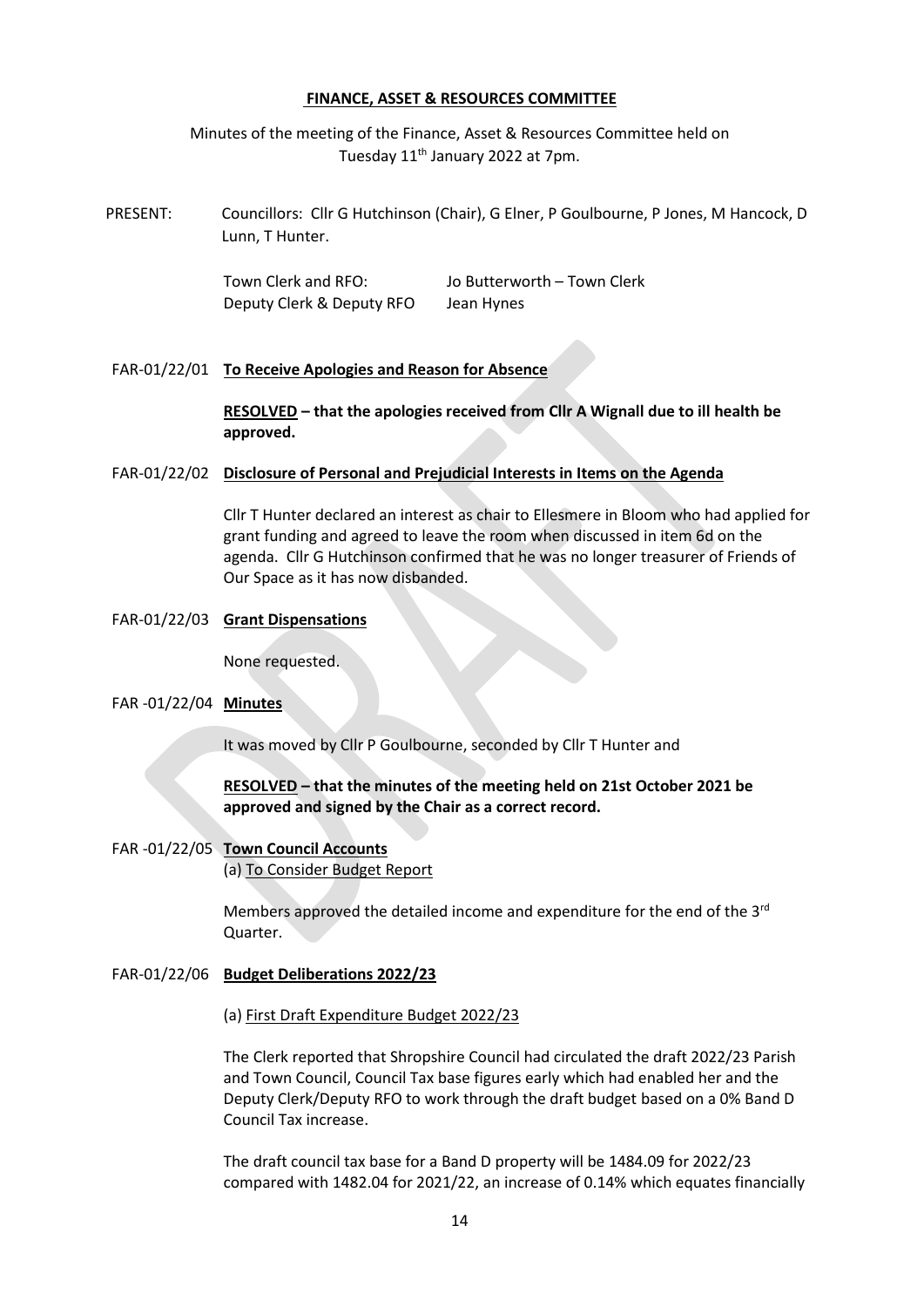**FINANCE, ASSET & RESOURCES COMMITTEE**

Minutes of the meeting of the Finance, Asset & Resources Committee held on Tuesday 11th January 2022 at 7pm.

PRESENT: Councillors: Cllr G Hutchinson (Chair), G Elner, P Goulbourne, P Jones, M Hancock, D Lunn, T Hunter.

Town Clerk and RFO: Jo Butterworth – Town Clerk
Deputy Clerk & Deputy RFO Jean Hynes

FAR-01/22/01 **To Receive Apologies and Reason for Absence**

**RESOLVED – that the apologies received from Cllr A Wignall due to ill health be approved.**

FAR-01/22/02 **Disclosure of Personal and Prejudicial Interests in Items on the Agenda**

Cllr T Hunter declared an interest as chair to Ellesmere in Bloom who had applied for grant funding and agreed to leave the room when discussed in item 6d on the agenda. Cllr G Hutchinson confirmed that he was no longer treasurer of Friends of Our Space as it has now disbanded.

FAR-01/22/03 **Grant Dispensations**

None requested.

FAR -01/22/04 **Minutes**

It was moved by Cllr P Goulbourne, seconded by Cllr T Hunter and

**RESOLVED – that the minutes of the meeting held on 21st October 2021 be approved and signed by the Chair as a correct record.**

FAR -01/22/05 **Town Council Accounts**

(a) To Consider Budget Report

Members approved the detailed income and expenditure for the end of the 3rd Quarter.

FAR-01/22/06 **Budget Deliberations 2022/23**

(a) First Draft Expenditure Budget 2022/23

The Clerk reported that Shropshire Council had circulated the draft 2022/23 Parish and Town Council, Council Tax base figures early which had enabled her and the Deputy Clerk/Deputy RFO to work through the draft budget based on a 0% Band D Council Tax increase.

The draft council tax base for a Band D property will be 1484.09 for 2022/23 compared with 1482.04 for 2021/22, an increase of 0.14% which equates financially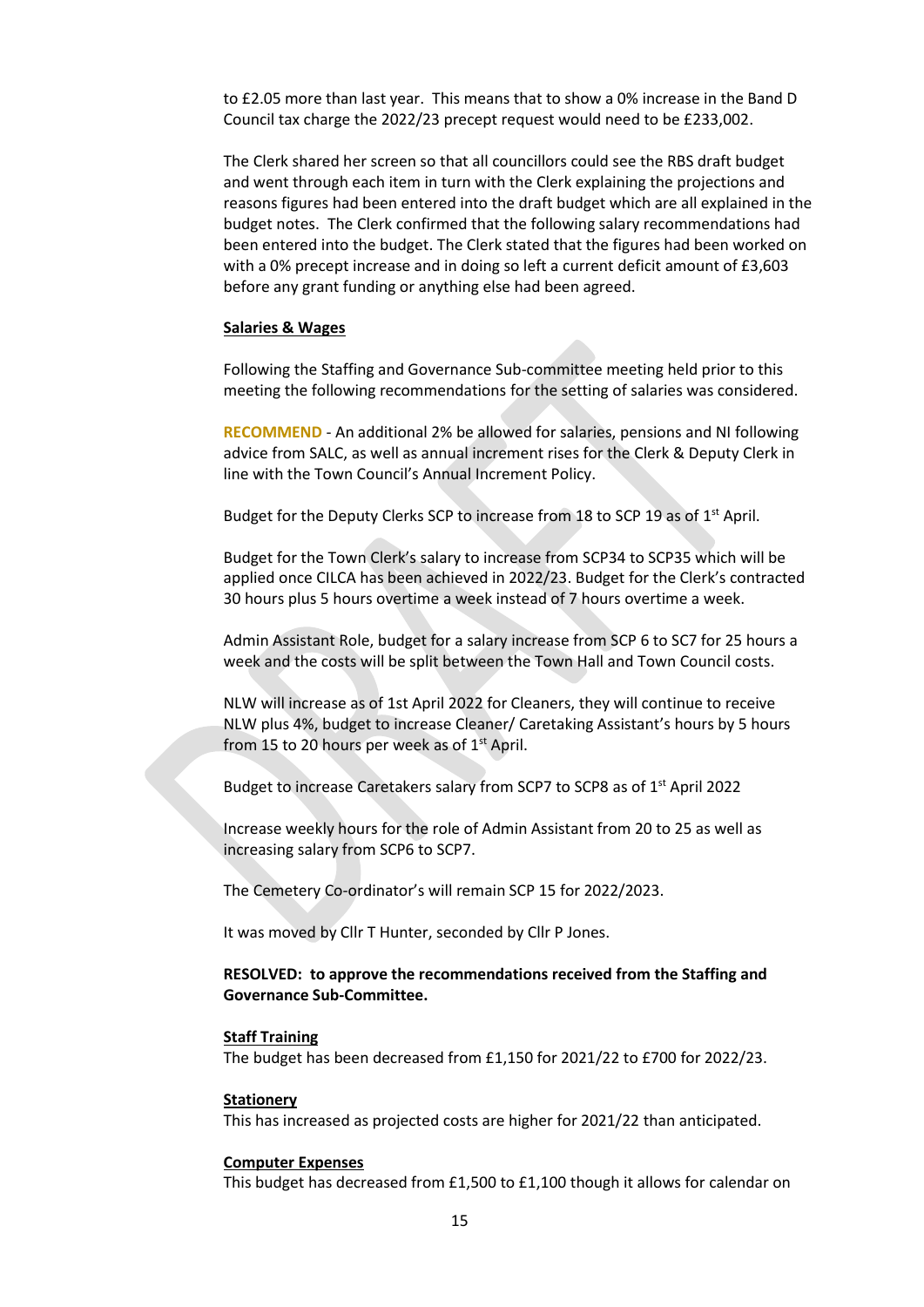to £2.05 more than last year. This means that to show a 0% increase in the Band D Council tax charge the 2022/23 precept request would need to be £233,002.

The Clerk shared her screen so that all councillors could see the RBS draft budget and went through each item in turn with the Clerk explaining the projections and reasons figures had been entered into the draft budget which are all explained in the budget notes. The Clerk confirmed that the following salary recommendations had been entered into the budget. The Clerk stated that the figures had been worked on with a 0% precept increase and in doing so left a current deficit amount of £3,603 before any grant funding or anything else had been agreed.

**Salaries & Wages**

Following the Staffing and Governance Sub-committee meeting held prior to this meeting the following recommendations for the setting of salaries was considered.

**RECOMMEND** - An additional 2% be allowed for salaries, pensions and NI following advice from SALC, as well as annual increment rises for the Clerk & Deputy Clerk in line with the Town Council's Annual Increment Policy.

Budget for the Deputy Clerks SCP to increase from 18 to SCP 19 as of 1st April.

Budget for the Town Clerk's salary to increase from SCP34 to SCP35 which will be applied once CILCA has been achieved in 2022/23. Budget for the Clerk's contracted 30 hours plus 5 hours overtime a week instead of 7 hours overtime a week.

Admin Assistant Role, budget for a salary increase from SCP 6 to SC7 for 25 hours a week and the costs will be split between the Town Hall and Town Council costs.

NLW will increase as of 1st April 2022 for Cleaners, they will continue to receive NLW plus 4%, budget to increase Cleaner/ Caretaking Assistant's hours by 5 hours from 15 to 20 hours per week as of 1st April.

Budget to increase Caretakers salary from SCP7 to SCP8 as of 1st April 2022

Increase weekly hours for the role of Admin Assistant from 20 to 25 as well as increasing salary from SCP6 to SCP7.

The Cemetery Co-ordinator's will remain SCP 15 for 2022/2023.

It was moved by Cllr T Hunter, seconded by Cllr P Jones.

**RESOLVED: to approve the recommendations received from the Staffing and Governance Sub-Committee.**

**Staff Training**

The budget has been decreased from £1,150 for 2021/22 to £700 for 2022/23.

**Stationery**

This has increased as projected costs are higher for 2021/22 than anticipated.

**Computer Expenses**

This budget has decreased from £1,500 to £1,100 though it allows for calendar on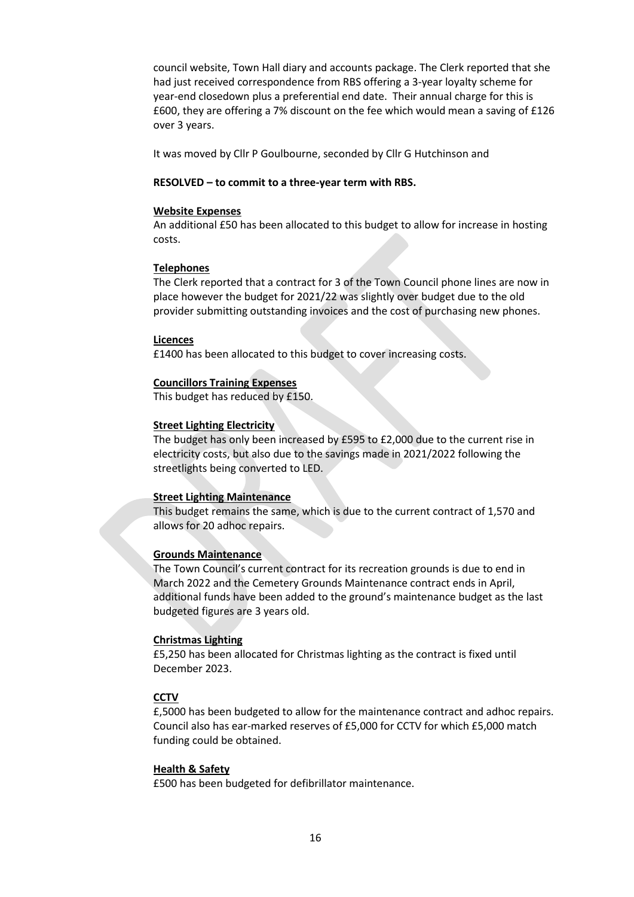council website, Town Hall diary and accounts package. The Clerk reported that she had just received correspondence from RBS offering a 3-year loyalty scheme for year-end closedown plus a preferential end date. Their annual charge for this is £600, they are offering a 7% discount on the fee which would mean a saving of £126 over 3 years.

It was moved by Cllr P Goulbourne, seconded by Cllr G Hutchinson and

**RESOLVED – to commit to a three-year term with RBS.**

**Website Expenses**

An additional £50 has been allocated to this budget to allow for increase in hosting costs.

**Telephones**

The Clerk reported that a contract for 3 of the Town Council phone lines are now in place however the budget for 2021/22 was slightly over budget due to the old provider submitting outstanding invoices and the cost of purchasing new phones.

**Licences**

£1400 has been allocated to this budget to cover increasing costs.

**Councillors Training Expenses**

This budget has reduced by £150.

**Street Lighting Electricity**

The budget has only been increased by £595 to £2,000 due to the current rise in electricity costs, but also due to the savings made in 2021/2022 following the streetlights being converted to LED.

**Street Lighting Maintenance**

This budget remains the same, which is due to the current contract of 1,570 and allows for 20 adhoc repairs.

**Grounds Maintenance**

The Town Council's current contract for its recreation grounds is due to end in March 2022 and the Cemetery Grounds Maintenance contract ends in April, additional funds have been added to the ground's maintenance budget as the last budgeted figures are 3 years old.

**Christmas Lighting**

£5,250 has been allocated for Christmas lighting as the contract is fixed until December 2023.

**CCTV**

£,5000 has been budgeted to allow for the maintenance contract and adhoc repairs. Council also has ear-marked reserves of £5,000 for CCTV for which £5,000 match funding could be obtained.

**Health & Safety**

£500 has been budgeted for defibrillator maintenance.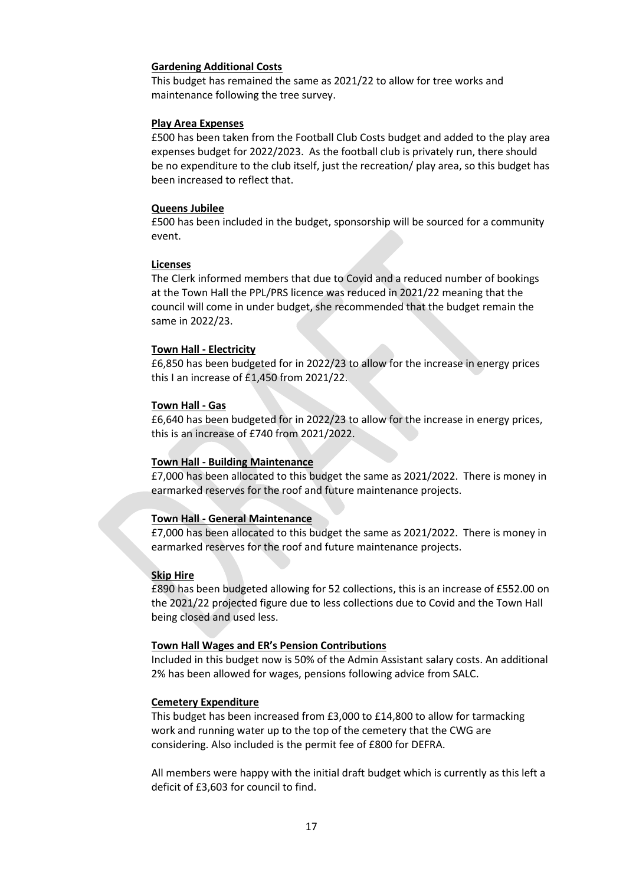**Gardening Additional Costs**

This budget has remained the same as 2021/22 to allow for tree works and maintenance following the tree survey.

**Play Area Expenses**

£500 has been taken from the Football Club Costs budget and added to the play area expenses budget for 2022/2023. As the football club is privately run, there should be no expenditure to the club itself, just the recreation/ play area, so this budget has been increased to reflect that.

**Queens Jubilee**

£500 has been included in the budget, sponsorship will be sourced for a community event.

**Licenses**

The Clerk informed members that due to Covid and a reduced number of bookings at the Town Hall the PPL/PRS licence was reduced in 2021/22 meaning that the council will come in under budget, she recommended that the budget remain the same in 2022/23.

**Town Hall - Electricity**

£6,850 has been budgeted for in 2022/23 to allow for the increase in energy prices this I an increase of £1,450 from 2021/22.

**Town Hall - Gas**

£6,640 has been budgeted for in 2022/23 to allow for the increase in energy prices, this is an increase of £740 from 2021/2022.

**Town Hall - Building Maintenance**

£7,000 has been allocated to this budget the same as 2021/2022. There is money in earmarked reserves for the roof and future maintenance projects.

**Town Hall - General Maintenance**

£7,000 has been allocated to this budget the same as 2021/2022. There is money in earmarked reserves for the roof and future maintenance projects.

**Skip Hire**

£890 has been budgeted allowing for 52 collections, this is an increase of £552.00 on the 2021/22 projected figure due to less collections due to Covid and the Town Hall being closed and used less.

**Town Hall Wages and ER's Pension Contributions**

Included in this budget now is 50% of the Admin Assistant salary costs. An additional 2% has been allowed for wages, pensions following advice from SALC.

**Cemetery Expenditure**

This budget has been increased from £3,000 to £14,800 to allow for tarmacking work and running water up to the top of the cemetery that the CWG are considering. Also included is the permit fee of £800 for DEFRA.

All members were happy with the initial draft budget which is currently as this left a deficit of £3,603 for council to find.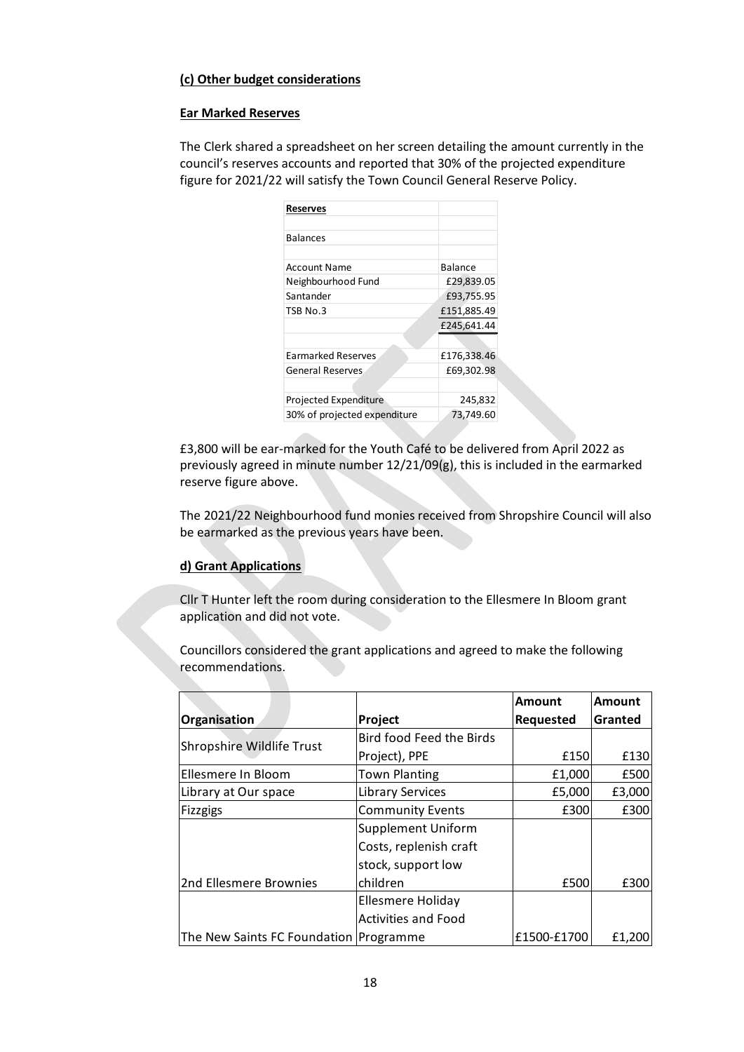**(c) Other budget considerations**

**Ear Marked Reserves**

The Clerk shared a spreadsheet on her screen detailing the amount currently in the council's reserves accounts and reported that 30% of the projected expenditure figure for 2021/22 will satisfy the Town Council General Reserve Policy.

| **Reserves** | |
|---|---|
| | |
| Balances | |
| | |
| Account Name | Balance |
| Neighbourhood Fund | £29,839.05 |
| Santander | £93,755.95 |
| TSB No.3 | £151,885.49 |
| | £245,641.44 |
| | |
| Earmarked Reserves | £176,338.46 |
| General Reserves | £69,302.98 |
| | |
| Projected Expenditure | 245,832 |
| 30% of projected expenditure | 73,749.60 |

£3,800 will be ear-marked for the Youth Café to be delivered from April 2022 as previously agreed in minute number 12/21/09(g), this is included in the earmarked reserve figure above.

The 2021/22 Neighbourhood fund monies received from Shropshire Council will also be earmarked as the previous years have been.

**d) Grant Applications**

Cllr T Hunter left the room during consideration to the Ellesmere In Bloom grant application and did not vote.

Councillors considered the grant applications and agreed to make the following recommendations.

| Organisation | Project | Amount Requested | Amount Granted |
|---|---|---|---|
| Shropshire Wildlife Trust | Bird food Feed the Birds Project), PPE | £150 | £130 |
| Ellesmere In Bloom | Town Planting | £1,000 | £500 |
| Library at Our space | Library Services | £5,000 | £3,000 |
| Fizzgigs | Community Events | £300 | £300 |
| 2nd Ellesmere Brownies | Supplement Uniform Costs, replenish craft stock, support low children | £500 | £300 |
| The New Saints FC Foundation | Ellesmere Holiday Activities and Food Programme | £1500-£1700 | £1,200 |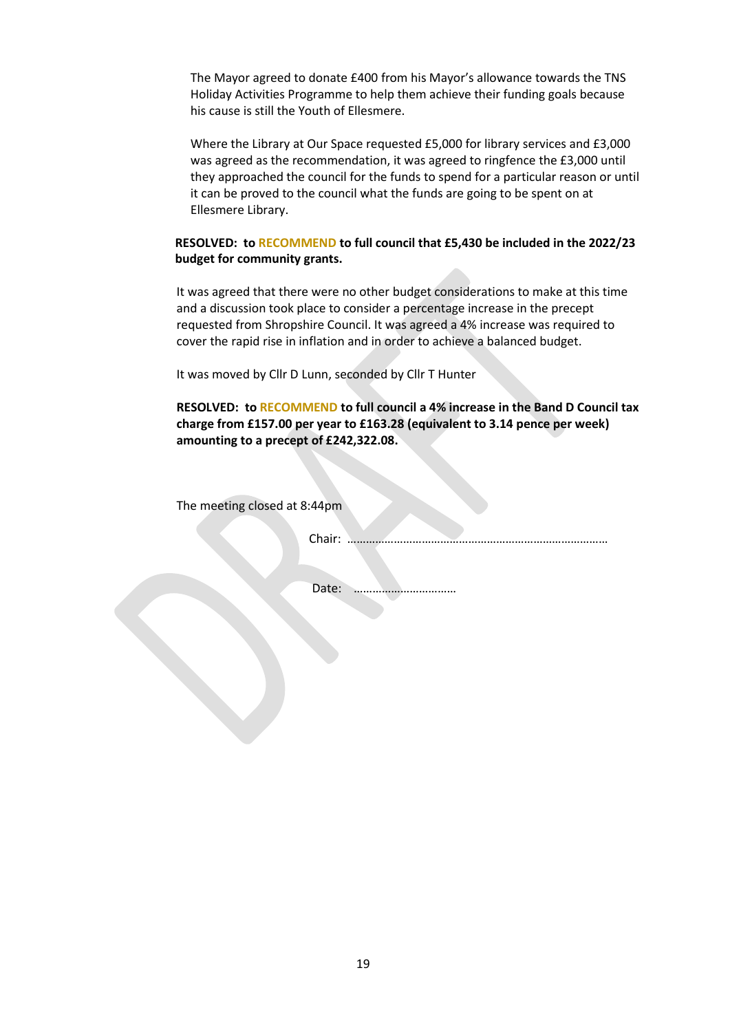The Mayor agreed to donate £400 from his Mayor's allowance towards the TNS Holiday Activities Programme to help them achieve their funding goals because his cause is still the Youth of Ellesmere.

Where the Library at Our Space requested £5,000 for library services and £3,000 was agreed as the recommendation, it was agreed to ringfence the £3,000 until they approached the council for the funds to spend for a particular reason or until it can be proved to the council what the funds are going to be spent on at Ellesmere Library.

**RESOLVED: to RECOMMEND to full council that £5,430 be included in the 2022/23 budget for community grants.**

It was agreed that there were no other budget considerations to make at this time and a discussion took place to consider a percentage increase in the precept requested from Shropshire Council. It was agreed a 4% increase was required to cover the rapid rise in inflation and in order to achieve a balanced budget.

It was moved by Cllr D Lunn, seconded by Cllr T Hunter

**RESOLVED: to RECOMMEND to full council a 4% increase in the Band D Council tax charge from £157.00 per year to £163.28 (equivalent to 3.14 pence per week) amounting to a precept of £242,322.08.**

The meeting closed at 8:44pm

Chair: ……………………………………………………………………

Date: ……………………………